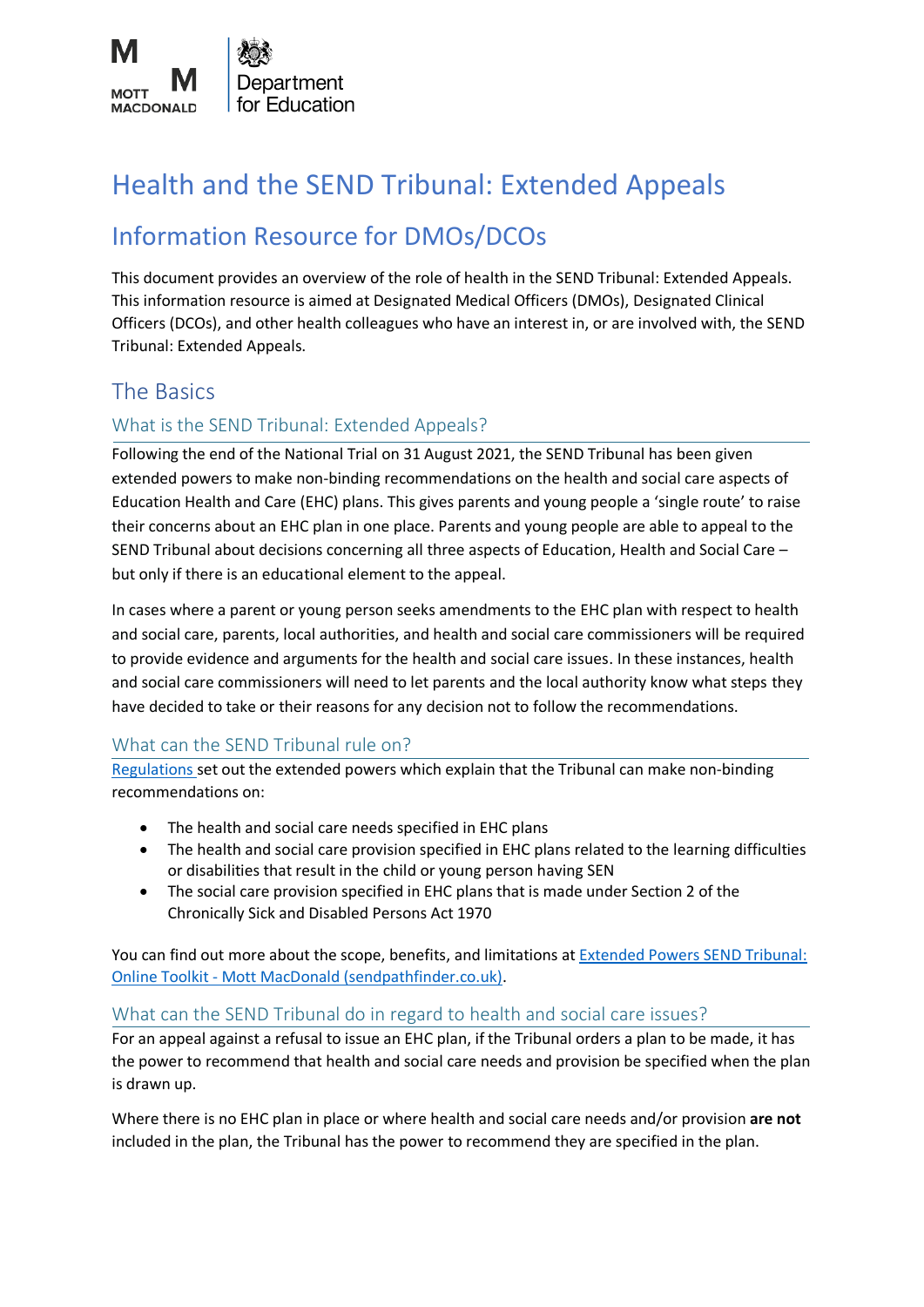# Health and the SEND Tribunal: Extended Appeals

## Information Resource for DMOs/DCOs

This document provides an overview of the role of health in the SEND Tribunal: Extended Appeals. This information resource is aimed at Designated Medical Officers (DMOs), Designated Clinical Officers (DCOs), and other health colleagues who have an interest in, or are involved with, the SEND Tribunal: Extended Appeals.

## The Basics

### What is the SEND Tribunal: Extended Appeals?

Following the end of the National Trial on 31 August 2021, the SEND Tribunal has been given extended powers to make non-binding recommendations on the health and social care aspects of Education Health and Care (EHC) plans. This gives parents and young people a 'single route' to raise their concerns about an EHC plan in one place. Parents and young people are able to appeal to the SEND Tribunal about decisions concerning all three aspects of Education, Health and Social Care – but only if there is an educational element to the appeal.

In cases where a parent or young person seeks amendments to the EHC plan with respect to health and social care, parents, local authorities, and health and social care commissioners will be required to provide evidence and arguments for the health and social care issues. In these instances, health and social care commissioners will need to let parents and the local authority know what steps they have decided to take or their reasons for any decision not to follow the recommendations.

### What can the SEND Tribunal rule on?

Regulations set out the extended powers which explain that the Tribunal can make non-binding recommendations on:

- The health and social care needs specified in EHC plans
- The health and social care provision specified in EHC plans related to the learning difficulties or disabilities that result in the child or young person having SEN
- The social care provision specified in EHC plans that is made under Section 2 of the Chronically Sick and Disabled Persons Act 1970

You can find out more about the scope, benefits, and limitations at Extended Powers SEND Tribunal: Online Toolkit - Mott MacDonald (sendpathfinder.co.uk).

### What can the SEND Tribunal do in regard to health and social care issues?

For an appeal against a refusal to issue an EHC plan, if the Tribunal orders a plan to be made, it has the power to recommend that health and social care needs and provision be specified when the plan is drawn up.

Where there is no EHC plan in place or where health and social care needs and/or provision **are not** included in the plan, the Tribunal has the power to recommend they are specified in the plan.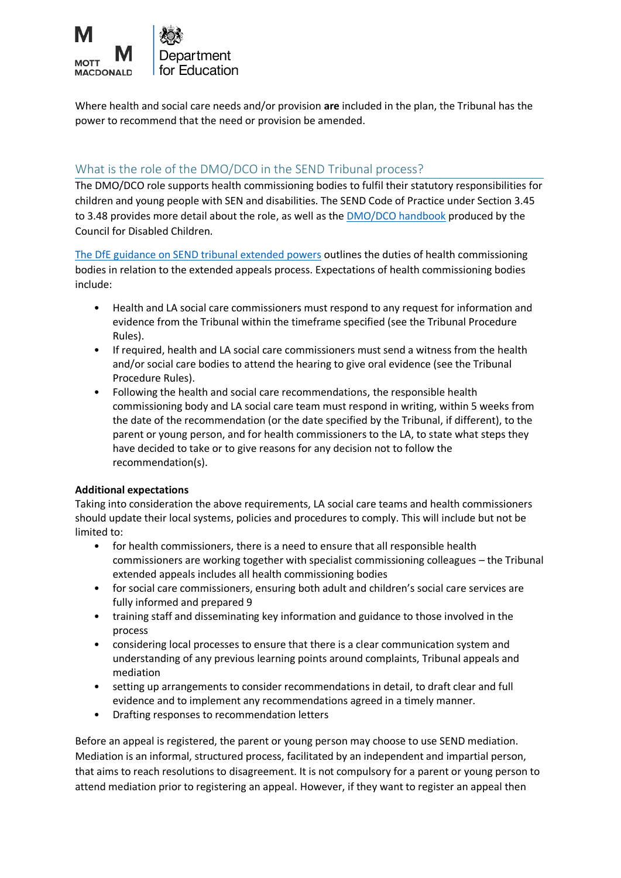Where health and social care needs and/or provision **are** included in the plan, the Tribunal has the power to recommend that the need or provision be amended.

## What is the role of the DMO/DCO in the SEND Tribunal process?

The DMO/DCO role supports health commissioning bodies to fulfil their statutory responsibilities for children and young people with SEN and disabilities. The SEND Code of Practice under Section 3.45 to 3.48 provides more detail about the role, as well as the DMO/DCO handbook produced by the Council for Disabled Children.

The DfE guidance on SEND tribunal extended powers outlines the duties of health commissioning bodies in relation to the extended appeals process. Expectations of health commissioning bodies include:

- Health and LA social care commissioners must respond to any request for information and evidence from the Tribunal within the timeframe specified (see the Tribunal Procedure Rules).
- If required, health and LA social care commissioners must send a witness from the health and/or social care bodies to attend the hearing to give oral evidence (see the Tribunal Procedure Rules).
- Following the health and social care recommendations, the responsible health commissioning body and LA social care team must respond in writing, within 5 weeks from the date of the recommendation (or the date specified by the Tribunal, if different), to the parent or young person, and for health commissioners to the LA, to state what steps they have decided to take or to give reasons for any decision not to follow the recommendation(s).

**Additional expectations**

Taking into consideration the above requirements, LA social care teams and health commissioners should update their local systems, policies and procedures to comply. This will include but not be limited to:

- for health commissioners, there is a need to ensure that all responsible health commissioners are working together with specialist commissioning colleagues – the Tribunal extended appeals includes all health commissioning bodies
- for social care commissioners, ensuring both adult and children's social care services are fully informed and prepared 9
- training staff and disseminating key information and guidance to those involved in the process
- considering local processes to ensure that there is a clear communication system and understanding of any previous learning points around complaints, Tribunal appeals and mediation
- setting up arrangements to consider recommendations in detail, to draft clear and full evidence and to implement any recommendations agreed in a timely manner.
- Drafting responses to recommendation letters

Before an appeal is registered, the parent or young person may choose to use SEND mediation. Mediation is an informal, structured process, facilitated by an independent and impartial person, that aims to reach resolutions to disagreement. It is not compulsory for a parent or young person to attend mediation prior to registering an appeal. However, if they want to register an appeal then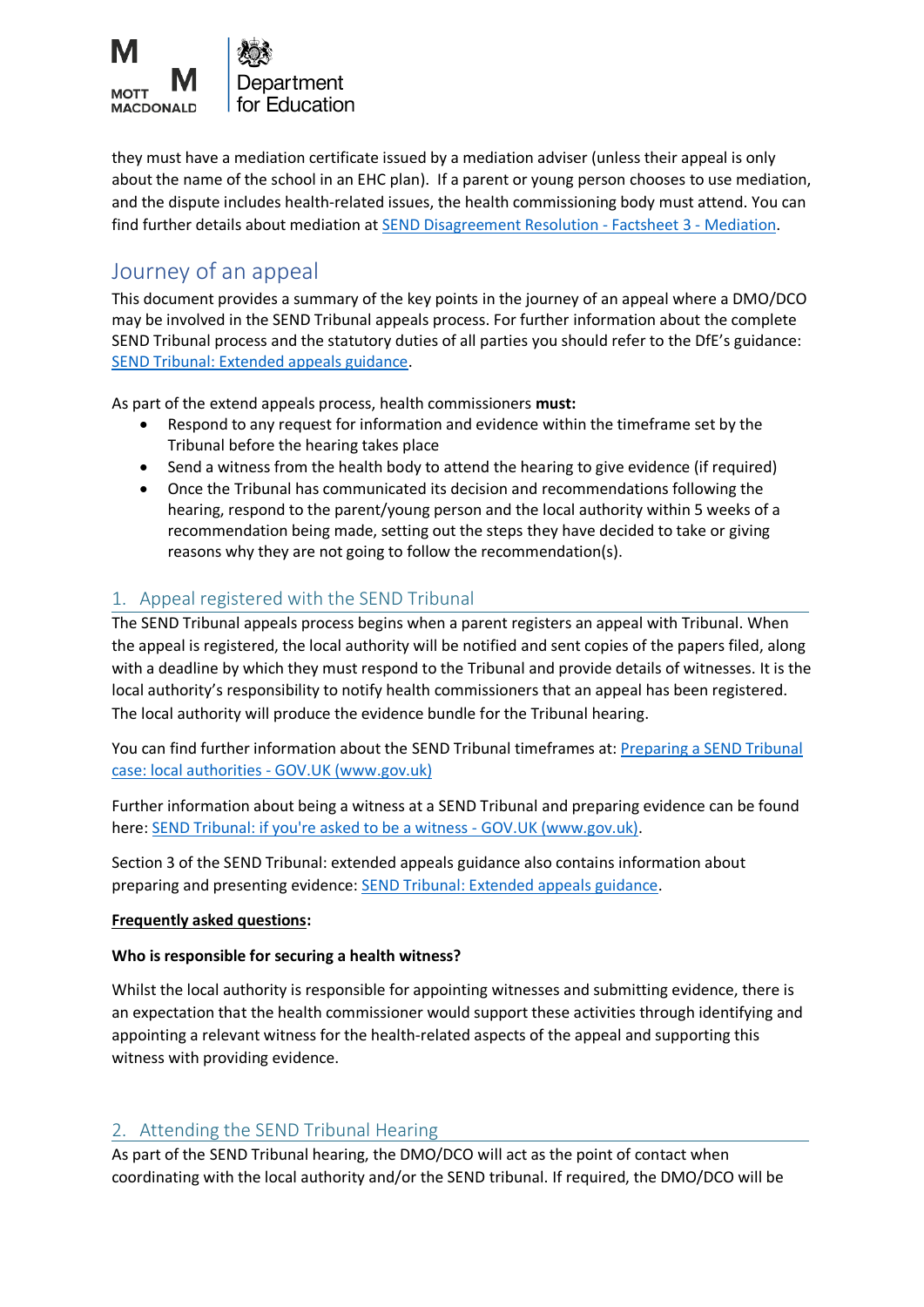they must have a mediation certificate issued by a mediation adviser (unless their appeal is only about the name of the school in an EHC plan). If a parent or young person chooses to use mediation, and the dispute includes health-related issues, the health commissioning body must attend. You can find further details about mediation at [SEND Disagreement Resolution - Factsheet 3 - Mediation](#).

## Journey of an appeal

This document provides a summary of the key points in the journey of an appeal where a DMO/DCO may be involved in the SEND Tribunal appeals process. For further information about the complete SEND Tribunal process and the statutory duties of all parties you should refer to the DfE's guidance: [SEND Tribunal: Extended appeals guidance](#).

As part of the extend appeals process, health commissioners **must:**

- Respond to any request for information and evidence within the timeframe set by the Tribunal before the hearing takes place
- Send a witness from the health body to attend the hearing to give evidence (if required)
- Once the Tribunal has communicated its decision and recommendations following the hearing, respond to the parent/young person and the local authority within 5 weeks of a recommendation being made, setting out the steps they have decided to take or giving reasons why they are not going to follow the recommendation(s).

### 1. Appeal registered with the SEND Tribunal

The SEND Tribunal appeals process begins when a parent registers an appeal with Tribunal. When the appeal is registered, the local authority will be notified and sent copies of the papers filed, along with a deadline by which they must respond to the Tribunal and provide details of witnesses. It is the local authority's responsibility to notify health commissioners that an appeal has been registered. The local authority will produce the evidence bundle for the Tribunal hearing.

You can find further information about the SEND Tribunal timeframes at: [Preparing a SEND Tribunal case: local authorities - GOV.UK (www.gov.uk)](#)

Further information about being a witness at a SEND Tribunal and preparing evidence can be found here: [SEND Tribunal: if you're asked to be a witness - GOV.UK (www.gov.uk)](#).

Section 3 of the SEND Tribunal: extended appeals guidance also contains information about preparing and presenting evidence: [SEND Tribunal: Extended appeals guidance](#).

**Frequently asked questions:**

**Who is responsible for securing a health witness?**

Whilst the local authority is responsible for appointing witnesses and submitting evidence, there is an expectation that the health commissioner would support these activities through identifying and appointing a relevant witness for the health-related aspects of the appeal and supporting this witness with providing evidence.

### 2. Attending the SEND Tribunal Hearing

As part of the SEND Tribunal hearing, the DMO/DCO will act as the point of contact when coordinating with the local authority and/or the SEND tribunal. If required, the DMO/DCO will be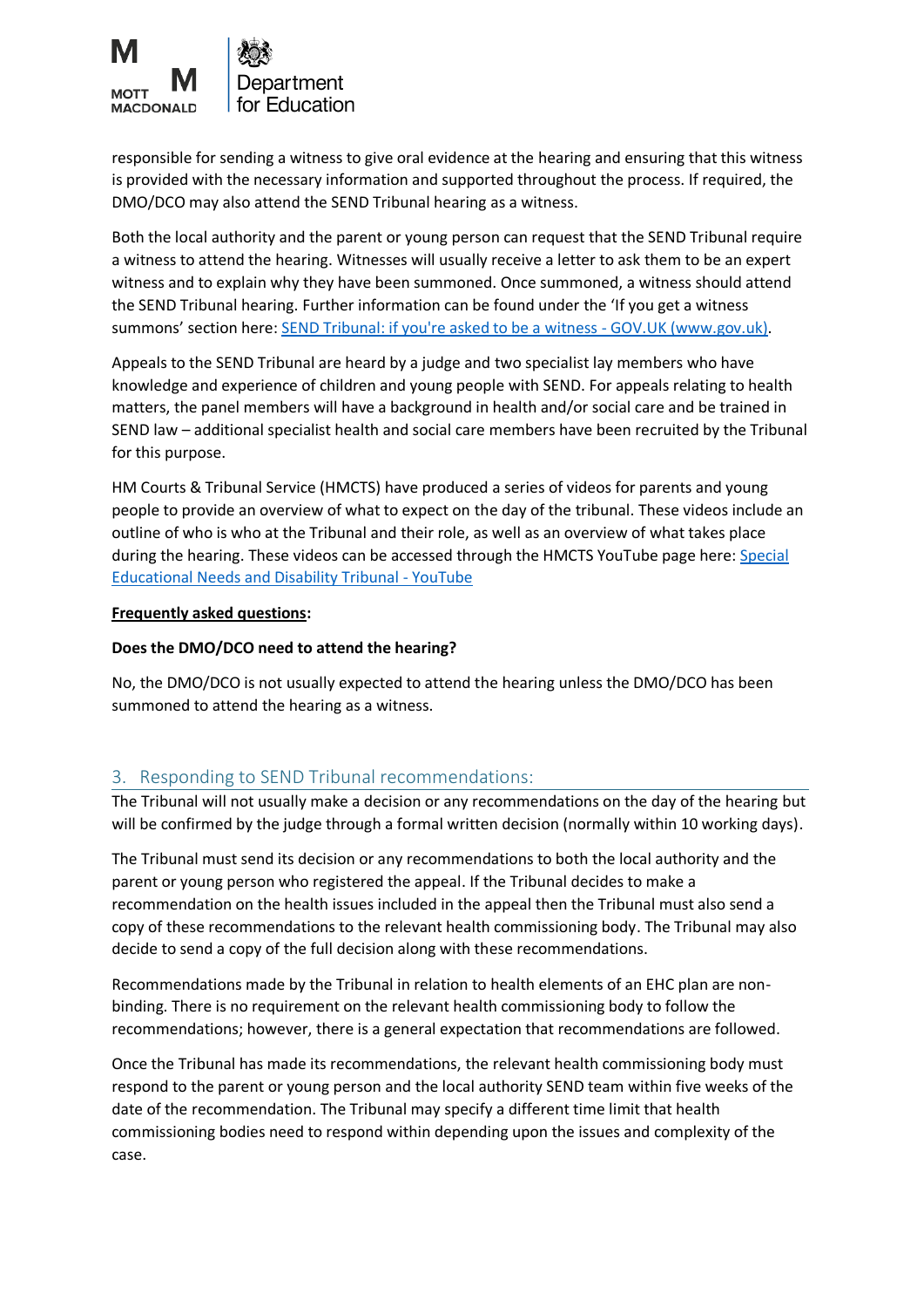responsible for sending a witness to give oral evidence at the hearing and ensuring that this witness is provided with the necessary information and supported throughout the process. If required, the DMO/DCO may also attend the SEND Tribunal hearing as a witness.

Both the local authority and the parent or young person can request that the SEND Tribunal require a witness to attend the hearing. Witnesses will usually receive a letter to ask them to be an expert witness and to explain why they have been summoned. Once summoned, a witness should attend the SEND Tribunal hearing. Further information can be found under the 'If you get a witness summons' section here: [SEND Tribunal: if you're asked to be a witness - GOV.UK (www.gov.uk)](https://www.gov.uk).

Appeals to the SEND Tribunal are heard by a judge and two specialist lay members who have knowledge and experience of children and young people with SEND. For appeals relating to health matters, the panel members will have a background in health and/or social care and be trained in SEND law – additional specialist health and social care members have been recruited by the Tribunal for this purpose.

HM Courts & Tribunal Service (HMCTS) have produced a series of videos for parents and young people to provide an overview of what to expect on the day of the tribunal. These videos include an outline of who is who at the Tribunal and their role, as well as an overview of what takes place during the hearing. These videos can be accessed through the HMCTS YouTube page here: [Special Educational Needs and Disability Tribunal - YouTube](https://www.youtube.com)

**Frequently asked questions:**

**Does the DMO/DCO need to attend the hearing?**

No, the DMO/DCO is not usually expected to attend the hearing unless the DMO/DCO has been summoned to attend the hearing as a witness.

## 3. Responding to SEND Tribunal recommendations:

The Tribunal will not usually make a decision or any recommendations on the day of the hearing but will be confirmed by the judge through a formal written decision (normally within 10 working days).

The Tribunal must send its decision or any recommendations to both the local authority and the parent or young person who registered the appeal. If the Tribunal decides to make a recommendation on the health issues included in the appeal then the Tribunal must also send a copy of these recommendations to the relevant health commissioning body. The Tribunal may also decide to send a copy of the full decision along with these recommendations.

Recommendations made by the Tribunal in relation to health elements of an EHC plan are non-binding. There is no requirement on the relevant health commissioning body to follow the recommendations; however, there is a general expectation that recommendations are followed.

Once the Tribunal has made its recommendations, the relevant health commissioning body must respond to the parent or young person and the local authority SEND team within five weeks of the date of the recommendation. The Tribunal may specify a different time limit that health commissioning bodies need to respond within depending upon the issues and complexity of the case.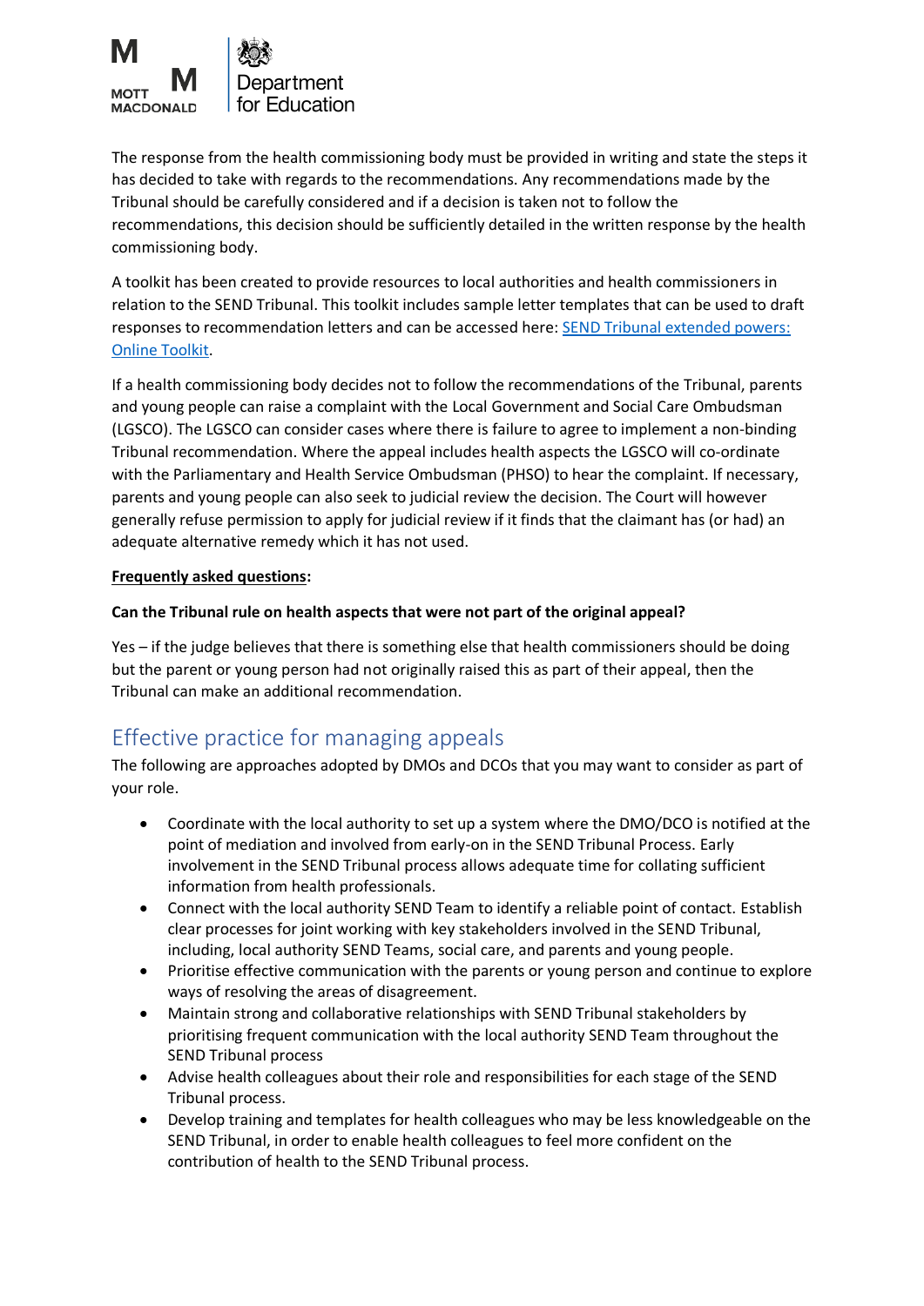The response from the health commissioning body must be provided in writing and state the steps it has decided to take with regards to the recommendations. Any recommendations made by the Tribunal should be carefully considered and if a decision is taken not to follow the recommendations, this decision should be sufficiently detailed in the written response by the health commissioning body.

A toolkit has been created to provide resources to local authorities and health commissioners in relation to the SEND Tribunal. This toolkit includes sample letter templates that can be used to draft responses to recommendation letters and can be accessed here: [SEND Tribunal extended powers: Online Toolkit](#).

If a health commissioning body decides not to follow the recommendations of the Tribunal, parents and young people can raise a complaint with the Local Government and Social Care Ombudsman (LGSCO). The LGSCO can consider cases where there is failure to agree to implement a non-binding Tribunal recommendation. Where the appeal includes health aspects the LGSCO will co-ordinate with the Parliamentary and Health Service Ombudsman (PHSO) to hear the complaint. If necessary, parents and young people can also seek to judicial review the decision. The Court will however generally refuse permission to apply for judicial review if it finds that the claimant has (or had) an adequate alternative remedy which it has not used.

**Frequently asked questions:**

**Can the Tribunal rule on health aspects that were not part of the original appeal?**

Yes – if the judge believes that there is something else that health commissioners should be doing but the parent or young person had not originally raised this as part of their appeal, then the Tribunal can make an additional recommendation.

## Effective practice for managing appeals

The following are approaches adopted by DMOs and DCOs that you may want to consider as part of your role.

- Coordinate with the local authority to set up a system where the DMO/DCO is notified at the point of mediation and involved from early-on in the SEND Tribunal Process. Early involvement in the SEND Tribunal process allows adequate time for collating sufficient information from health professionals.
- Connect with the local authority SEND Team to identify a reliable point of contact. Establish clear processes for joint working with key stakeholders involved in the SEND Tribunal, including, local authority SEND Teams, social care, and parents and young people.
- Prioritise effective communication with the parents or young person and continue to explore ways of resolving the areas of disagreement.
- Maintain strong and collaborative relationships with SEND Tribunal stakeholders by prioritising frequent communication with the local authority SEND Team throughout the SEND Tribunal process
- Advise health colleagues about their role and responsibilities for each stage of the SEND Tribunal process.
- Develop training and templates for health colleagues who may be less knowledgeable on the SEND Tribunal, in order to enable health colleagues to feel more confident on the contribution of health to the SEND Tribunal process.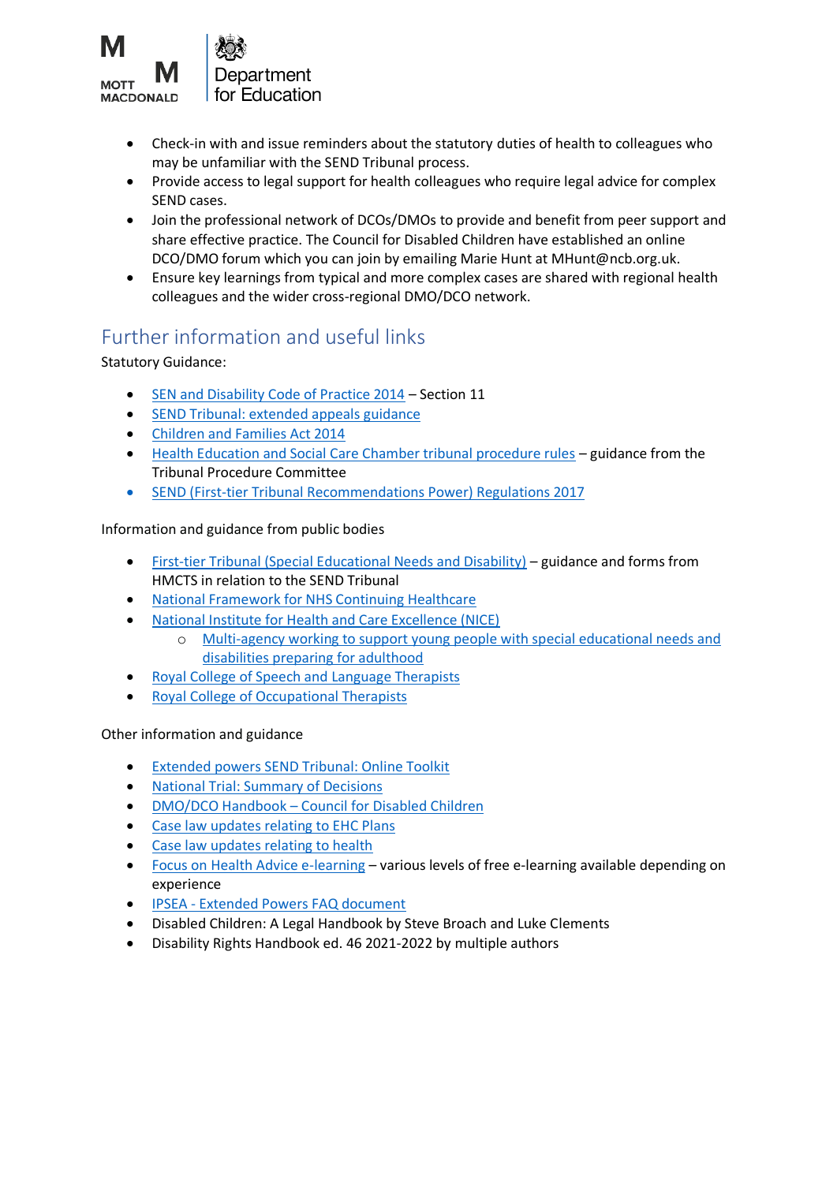- Check-in with and issue reminders about the statutory duties of health to colleagues who may be unfamiliar with the SEND Tribunal process.
- Provide access to legal support for health colleagues who require legal advice for complex SEND cases.
- Join the professional network of DCOs/DMOs to provide and benefit from peer support and share effective practice. The Council for Disabled Children have established an online DCO/DMO forum which you can join by emailing Marie Hunt at MHunt@ncb.org.uk.
- Ensure key learnings from typical and more complex cases are shared with regional health colleagues and the wider cross-regional DMO/DCO network.

## Further information and useful links

Statutory Guidance:

- SEN and Disability Code of Practice 2014 – Section 11
- SEND Tribunal: extended appeals guidance
- Children and Families Act 2014
- Health Education and Social Care Chamber tribunal procedure rules – guidance from the Tribunal Procedure Committee
- SEND (First-tier Tribunal Recommendations Power) Regulations 2017

Information and guidance from public bodies

- First-tier Tribunal (Special Educational Needs and Disability) – guidance and forms from HMCTS in relation to the SEND Tribunal
- National Framework for NHS Continuing Healthcare
- National Institute for Health and Care Excellence (NICE)
    - Multi-agency working to support young people with special educational needs and disabilities preparing for adulthood
- Royal College of Speech and Language Therapists
- Royal College of Occupational Therapists

Other information and guidance

- Extended powers SEND Tribunal: Online Toolkit
- National Trial: Summary of Decisions
- DMO/DCO Handbook – Council for Disabled Children
- Case law updates relating to EHC Plans
- Case law updates relating to health
- Focus on Health Advice e-learning – various levels of free e-learning available depending on experience
- IPSEA - Extended Powers FAQ document
- Disabled Children: A Legal Handbook by Steve Broach and Luke Clements
- Disability Rights Handbook ed. 46 2021-2022 by multiple authors